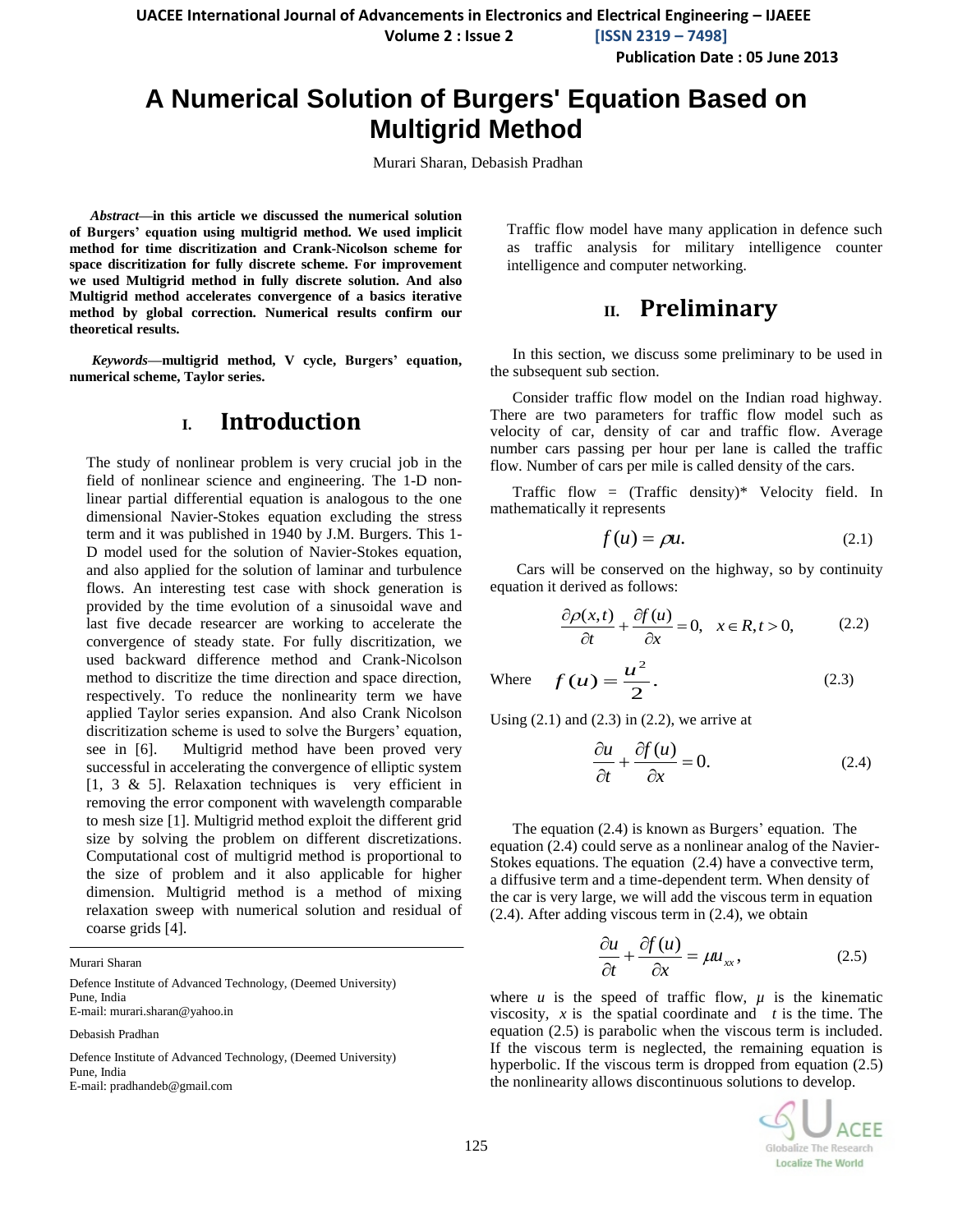# A Numerical Solution of Burgers' Equation Based on Multigrid Method

Murari Sharan, Debasish Pradhan

***Abstract*—in this article we discussed the numerical solution of Burgers' equation using multigrid method. We used implicit method for time discritization and Crank-Nicolson scheme for space discritization for fully discrete scheme. For improvement we used Multigrid method in fully discrete solution. And also Multigrid method accelerates convergence of a basics iterative method by global correction. Numerical results confirm our theoretical results.**

***Keywords*—multigrid method, V cycle, Burgers' equation, numerical scheme, Taylor series.**

## I. Introduction

The study of nonlinear problem is very crucial job in the field of nonlinear science and engineering. The 1-D non-linear partial differential equation is analogous to the one dimensional Navier-Stokes equation excluding the stress term and it was published in 1940 by J.M. Burgers. This 1-D model used for the solution of Navier-Stokes equation, and also applied for the solution of laminar and turbulence flows. An interesting test case with shock generation is provided by the time evolution of a sinusoidal wave and last five decade researcer are working to accelerate the convergence of steady state. For fully discritization, we used backward difference method and Crank-Nicolson method to discritize the time direction and space direction, respectively. To reduce the nonlinearity term we have applied Taylor series expansion. And also Crank Nicolson discritization scheme is used to solve the Burgers' equation, see in [6]. Multigrid method have been proved very successful in accelerating the convergence of elliptic system [1, 3 & 5]. Relaxation techniques is very efficient in removing the error component with wavelength comparable to mesh size [1]. Multigrid method exploit the different grid size by solving the problem on different discretizations. Computational cost of multigrid method is proportional to the size of problem and it also applicable for higher dimension. Multigrid method is a method of mixing relaxation sweep with numerical solution and residual of coarse grids [4].

Traffic flow model have many application in defence such as traffic analysis for military intelligence counter intelligence and computer networking.

Murari Sharan

Defence Institute of Advanced Technology, (Deemed University)
Pune, India
E-mail: murari.sharan@yahoo.in

Debasish Pradhan

Defence Institute of Advanced Technology, (Deemed University)
Pune, India
E-mail: pradhandeb@gmail.com

## II. Preliminary

In this section, we discuss some preliminary to be used in the subsequent sub section.

Consider traffic flow model on the Indian road highway. There are two parameters for traffic flow model such as velocity of car, density of car and traffic flow. Average number cars passing per hour per lane is called the traffic flow. Number of cars per mile is called density of the cars.

Traffic flow = (Traffic density)* Velocity field. In mathematically it represents

$$f(u) = \rho u. \tag{2.1}$$

Cars will be conserved on the highway, so by continuity equation it derived as follows:

$$\frac{\partial \rho(x,t)}{\partial t} + \frac{\partial f(u)}{\partial x} = 0, \quad x \in R, t > 0, \tag{2.2}$$

Where $$f(u) = \frac{u^2}{2}. \tag{2.3}$$

Using (2.1) and (2.3) in (2.2), we arrive at

$$\frac{\partial u}{\partial t} + \frac{\partial f(u)}{\partial x} = 0. \tag{2.4}$$

The equation (2.4) is known as Burgers' equation. The equation (2.4) could serve as a nonlinear analog of the Navier-Stokes equations. The equation (2.4) have a convective term, a diffusive term and a time-dependent term. When density of the car is very large, we will add the viscous term in equation (2.4). After adding viscous term in (2.4), we obtain

$$\frac{\partial u}{\partial t} + \frac{\partial f(u)}{\partial x} = \mu u_{xx}, \tag{2.5}$$

where $u$ is the speed of traffic flow, $\mu$ is the kinematic viscosity, $x$ is the spatial coordinate and $t$ is the time. The equation (2.5) is parabolic when the viscous term is included. If the viscous term is neglected, the remaining equation is hyperbolic. If the viscous term is dropped from equation (2.5) the nonlinearity allows discontinuous solutions to develop.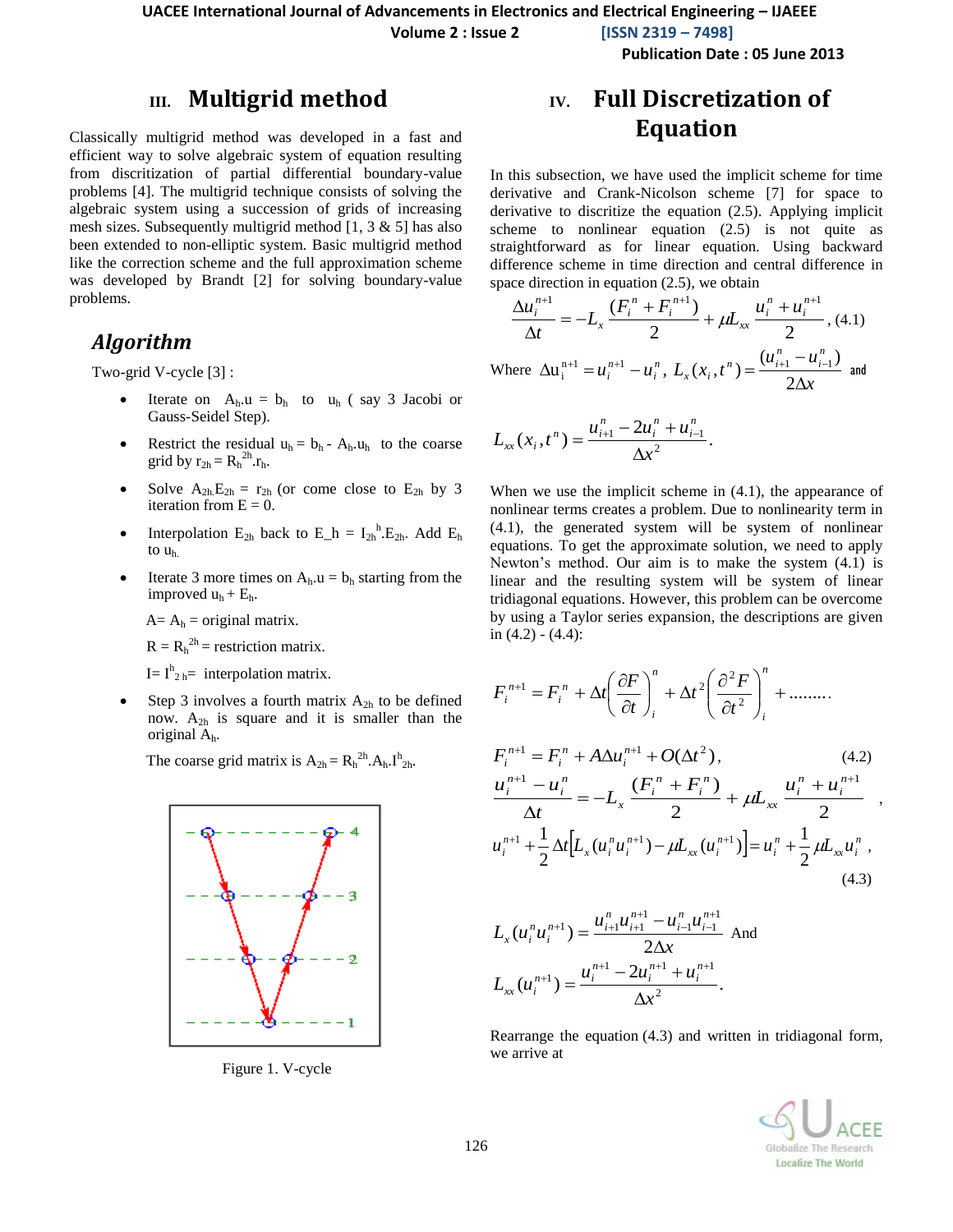## III. Multigrid method

Classically multigrid method was developed in a fast and efficient way to solve algebraic system of equation resulting from discritization of partial differential boundary-value problems [4]. The multigrid technique consists of solving the algebraic system using a succession of grids of increasing mesh sizes. Subsequently multigrid method [1, 3 & 5] has also been extended to non-elliptic system. Basic multigrid method like the correction scheme and the full approximation scheme was developed by Brandt [2] for solving boundary-value problems.

### *Algorithm*

Two-grid V-cycle [3] :

- Iterate on $A_h.u = b_h$ to $u_h$ ( say 3 Jacobi or Gauss-Seidel Step).
- Restrict the residual $u_h = b_h - A_h.u_h$ to the coarse grid by $r_{2h} = R_h^{2h}.r_h$.
- Solve $A_{2h}.E_{2h} = r_{2h}$ (or come close to $E_{2h}$ by 3 iteration from E = 0.
- Interpolation $E_{2h}$ back to $E_h = I_{2h}^{h}.E_{2h}$. Add $E_h$ to $u_h$.
- Iterate 3 more times on $A_h.u = b_h$ starting from the improved $u_h + E_h$.

  $A = A_h$ = original matrix.

  $R = R_h^{2h}$ = restriction matrix.

  $I = I^h_{2h}$ = interpolation matrix.

- Step 3 involves a fourth matrix $A_{2h}$ to be defined now. $A_{2h}$ is square and it is smaller than the original $A_h$.

  The coarse grid matrix is $A_{2h} = R_h^{2h}.A_h.I^h_{2h}$.

Figure 1. V-cycle

## IV. Full Discretization of Equation

In this subsection, we have used the implicit scheme for time derivative and Crank-Nicolson scheme [7] for space to derivative to discritize the equation (2.5). Applying implicit scheme to nonlinear equation (2.5) is not quite as straightforward as for linear equation. Using backward difference scheme in time direction and central difference in space direction in equation (2.5), we obtain

$$\frac{\Delta u_i^{n+1}}{\Delta t} = -L_x \frac{(F_i^n + F_i^{n+1})}{2} + \mu L_{xx} \frac{u_i^n + u_i^{n+1}}{2}, \quad (4.1)$$

Where $\Delta u_i^{n+1} = u_i^{n+1} - u_i^n$, $L_x(x_i, t^n) = \dfrac{(u_{i+1}^n - u_{i-1}^n)}{2\Delta x}$ and

$$L_{xx}(x_i, t^n) = \frac{u_{i+1}^n - 2u_i^n + u_{i-1}^n}{\Delta x^2}.$$

When we use the implicit scheme in (4.1), the appearance of nonlinear terms creates a problem. Due to nonlinearity term in (4.1), the generated system will be system of nonlinear equations. To get the approximate solution, we need to apply Newton's method. Our aim is to make the system (4.1) is linear and the resulting system will be system of linear tridiagonal equations. However, this problem can be overcome by using a Taylor series expansion, the descriptions are given in (4.2) - (4.4):

$$F_i^{n+1} = F_i^n + \Delta t\left(\frac{\partial F}{\partial t}\right)_i^n + \Delta t^2\left(\frac{\partial^2 F}{\partial t^2}\right)_i^n + ........$$

$$F_i^{n+1} = F_i^n + A\Delta u_i^{n+1} + O(\Delta t^2), \quad (4.2)$$

$$\frac{u_i^{n+1} - u_i^n}{\Delta t} = -L_x \frac{(F_i^n + F_i^n)}{2} + \mu L_{xx} \frac{u_i^n + u_i^{n+1}}{2},$$

$$u_i^{n+1} + \frac{1}{2}\Delta t\left[L_x(u_i^n u_i^{n+1}) - \mu L_{xx}(u_i^{n+1})\right] = u_i^n + \frac{1}{2}\mu L_{xx} u_i^n, \quad (4.3)$$

$$L_x(u_i^n u_i^{n+1}) = \frac{u_{i+1}^n u_{i+1}^{n+1} - u_{i-1}^n u_{i-1}^{n+1}}{2\Delta x} \quad \text{And}$$

$$L_{xx}(u_i^{n+1}) = \frac{u_i^{n+1} - 2u_i^{n+1} + u_i^{n+1}}{\Delta x^2}.$$

Rearrange the equation (4.3) and written in tridiagonal form, we arrive at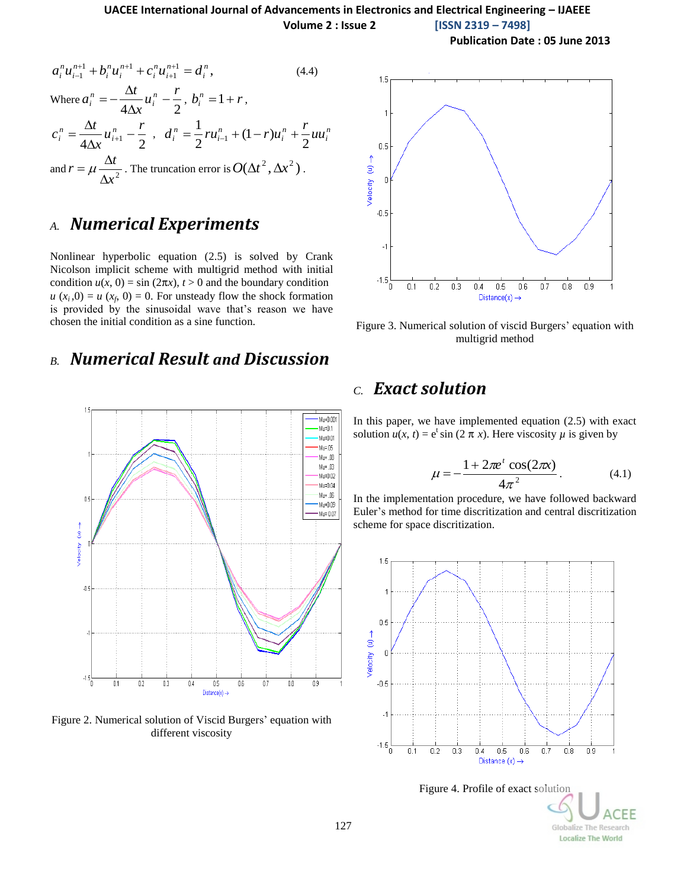$$a_i^n u_{i-1}^{n+1} + b_i^n u_i^{n+1} + c_i^n u_{i+1}^{n+1} = d_i^n, \qquad (4.4)$$

Where $a_i^n = -\frac{\Delta t}{4\Delta x} u_i^n - \frac{r}{2}$, $b_i^n = 1 + r$,

$c_i^n = \frac{\Delta t}{4\Delta x} u_{i+1}^n - \frac{r}{2}$ , $d_i^n = \frac{1}{2} r u_{i-1}^n + (1-r) u_i^n + \frac{r}{2} u u_i^n$

and $r = \mu \frac{\Delta t}{\Delta x^2}$. The truncation error is $O(\Delta t^2, \Delta x^2)$.

## A. *Numerical Experiments*

Nonlinear hyperbolic equation (2.5) is solved by Crank Nicolson implicit scheme with multigrid method with initial condition $u(x, 0) = \sin(2\pi x)$, $t > 0$ and the boundary condition $u(x_i, 0) = u(x_f, 0) = 0$. For unsteady flow the shock formation is provided by the sinusoidal wave that's reason we have chosen the initial condition as a sine function.

## B. *Numerical Result and Discussion*

Figure 2. Numerical solution of Viscid Burgers' equation with different viscosity

Figure 3. Numerical solution of viscid Burgers' equation with multigrid method

## C. *Exact solution*

In this paper, we have implemented equation (2.5) with exact solution $u(x, t) = e^t \sin(2\pi x)$. Here viscosity $\mu$ is given by

$$\mu = -\frac{1 + 2\pi e^t \cos(2\pi x)}{4\pi^2}. \qquad (4.1)$$

In the implementation procedure, we have followed backward Euler's method for time discritization and central discritization scheme for space discritization.

Figure 4. Profile of exact solution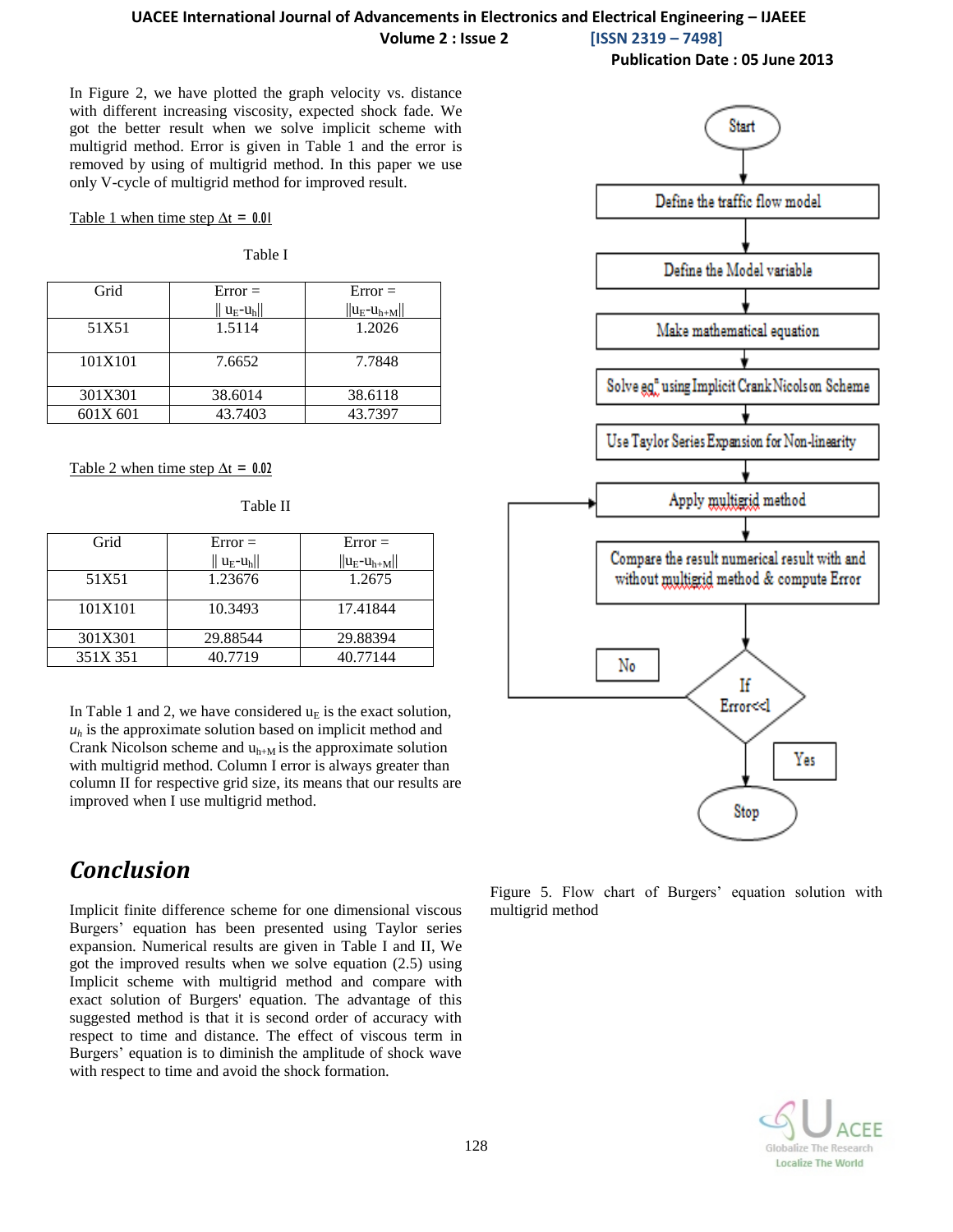In Figure 2, we have plotted the graph velocity vs. distance with different increasing viscosity, expected shock fade. We got the better result when we solve implicit scheme with multigrid method. Error is given in Table 1 and the error is removed by using of multigrid method. In this paper we use only V-cycle of multigrid method for improved result.

Table 1 when time step $\Delta t = 0.01$

Table I

| Grid | Error = $\|\| u_E - u_h \|\|$ | Error = $\|\| u_E - u_{h+M} \|\|$ |
|---|---|---|
| 51X51 | 1.5114 | 1.2026 |
| 101X101 | 7.6652 | 7.7848 |
| 301X301 | 38.6014 | 38.6118 |
| 601X 601 | 43.7403 | 43.7397 |

Table 2 when time step $\Delta t = 0.02$

Table II

| Grid | Error = $\|\| u_E - u_h \|\|$ | Error = $\|\| u_E - u_{h+M} \|\|$ |
|---|---|---|
| 51X51 | 1.23676 | 1.2675 |
| 101X101 | 10.3493 | 17.41844 |
| 301X301 | 29.88544 | 29.88394 |
| 351X 351 | 40.7719 | 40.77144 |

In Table 1 and 2, we have considered $u_E$ is the exact solution, $u_h$ is the approximate solution based on implicit method and Crank Nicolson scheme and $u_{h+M}$ is the approximate solution with multigrid method. Column I error is always greater than column II for respective grid size, its means that our results are improved when I use multigrid method.

Start → Define the traffic flow model → Define the Model variable → Make mathematical equation → Solve eq^n using Implicit Crank Nicolson Scheme → Use Taylor Series Expansion for Non-linearity → Apply multigrid method → Compare the result numerical result with and without multigrid method & compute Error → If Error<<1 → (No: back to Apply multigrid method; Yes: Stop)

Figure 5. Flow chart of Burgers' equation solution with multigrid method

## Conclusion

Implicit finite difference scheme for one dimensional viscous Burgers' equation has been presented using Taylor series expansion. Numerical results are given in Table I and II, We got the improved results when we solve equation (2.5) using Implicit scheme with multigrid method and compare with exact solution of Burgers' equation. The advantage of this suggested method is that it is second order of accuracy with respect to time and distance. The effect of viscous term in Burgers' equation is to diminish the amplitude of shock wave with respect to time and avoid the shock formation.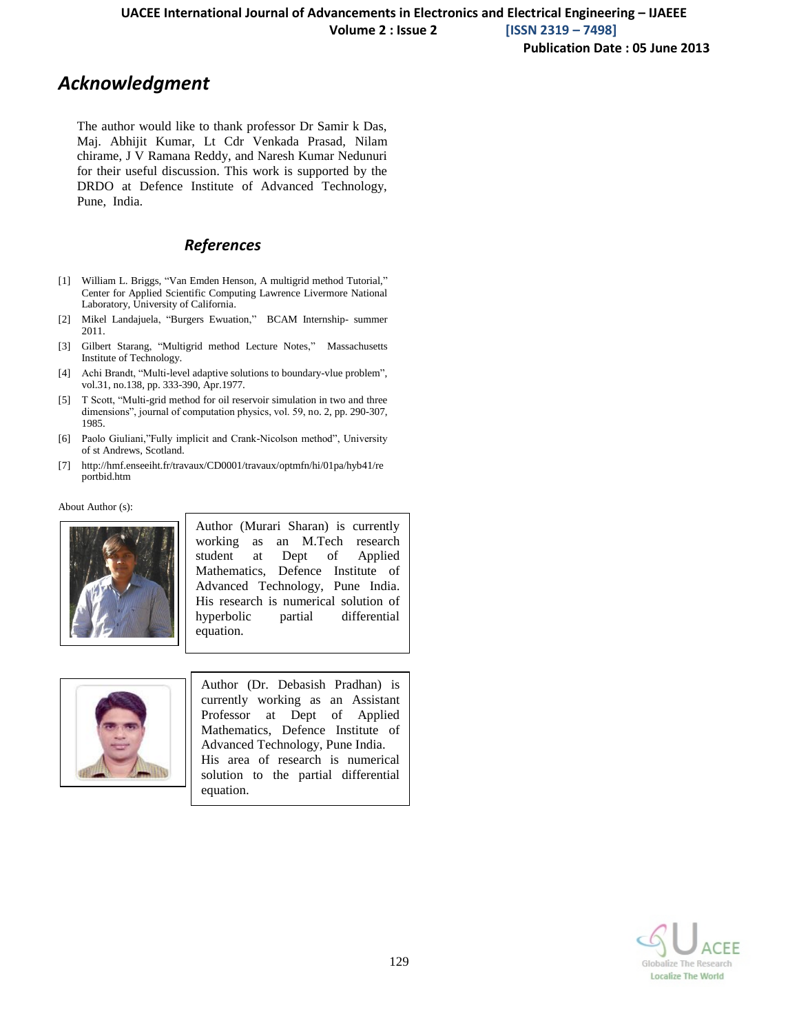## Acknowledgment

The author would like to thank professor Dr Samir k Das, Maj. Abhijit Kumar, Lt Cdr Venkada Prasad, Nilam chirame, J V Ramana Reddy, and Naresh Kumar Nedunuri for their useful discussion. This work is supported by the DRDO at Defence Institute of Advanced Technology, Pune, India.

## References

[1] William L. Briggs, "Van Emden Henson, A multigrid method Tutorial," Center for Applied Scientific Computing Lawrence Livermore National Laboratory, University of California.

[2] Mikel Landajuela, "Burgers Ewuation," BCAM Internship- summer 2011.

[3] Gilbert Starang, "Multigrid method Lecture Notes," Massachusetts Institute of Technology.

[4] Achi Brandt, "Multi-level adaptive solutions to boundary-vlue problem", vol.31, no.138, pp. 333-390, Apr.1977.

[5] T Scott, "Multi-grid method for oil reservoir simulation in two and three dimensions", journal of computation physics, vol. 59, no. 2, pp. 290-307, 1985.

[6] Paolo Giuliani,"Fully implicit and Crank-Nicolson method", University of st Andrews, Scotland.

[7] http://hmf.enseeiht.fr/travaux/CD0001/travaux/optmfn/hi/01pa/hyb41/reportbid.htm

About Author (s):

Author (Murari Sharan) is currently working as an M.Tech research student at Dept of Applied Mathematics, Defence Institute of Advanced Technology, Pune India. His research is numerical solution of hyperbolic partial differential equation.

Author (Dr. Debasish Pradhan) is currently working as an Assistant Professor at Dept of Applied Mathematics, Defence Institute of Advanced Technology, Pune India. His area of research is numerical solution to the partial differential equation.